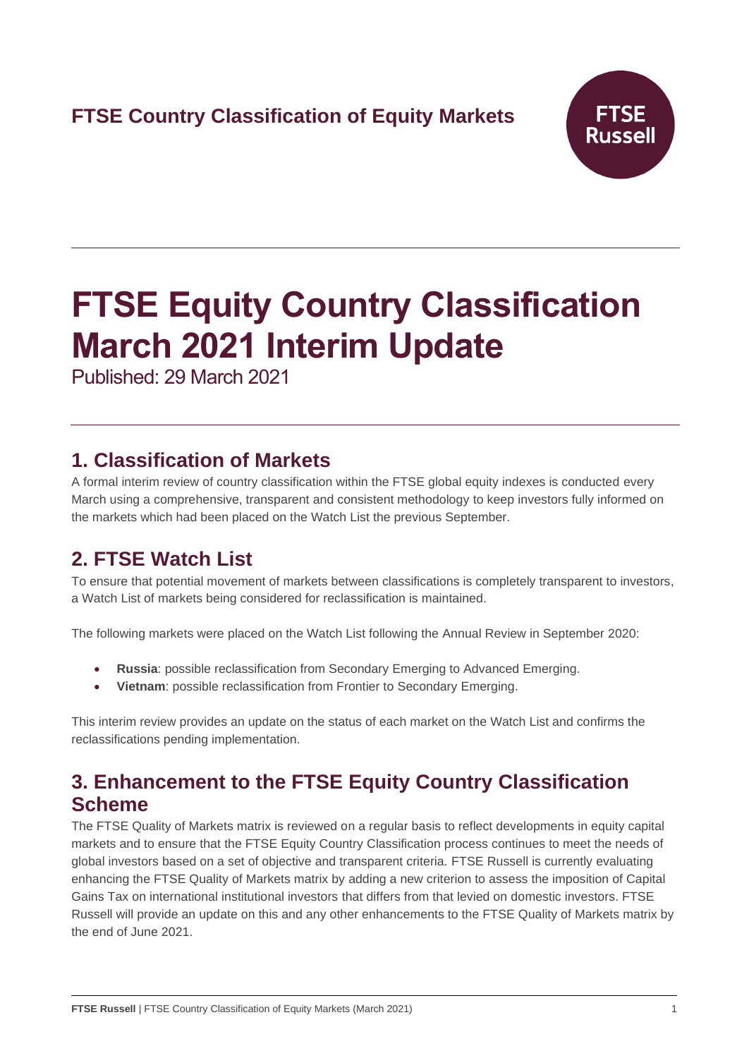FTSE Country Classification of Equity Markets

# FTSE Equity Country Classification March 2021 Interim Update

Published: 29 March 2021

## 1. Classification of Markets

A formal interim review of country classification within the FTSE global equity indexes is conducted every March using a comprehensive, transparent and consistent methodology to keep investors fully informed on the markets which had been placed on the Watch List the previous September.

## 2. FTSE Watch List

To ensure that potential movement of markets between classifications is completely transparent to investors, a Watch List of markets being considered for reclassification is maintained.

The following markets were placed on the Watch List following the Annual Review in September 2020:

- **Russia**: possible reclassification from Secondary Emerging to Advanced Emerging.
- **Vietnam**: possible reclassification from Frontier to Secondary Emerging.

This interim review provides an update on the status of each market on the Watch List and confirms the reclassifications pending implementation.

## 3. Enhancement to the FTSE Equity Country Classification Scheme

The FTSE Quality of Markets matrix is reviewed on a regular basis to reflect developments in equity capital markets and to ensure that the FTSE Equity Country Classification process continues to meet the needs of global investors based on a set of objective and transparent criteria. FTSE Russell is currently evaluating enhancing the FTSE Quality of Markets matrix by adding a new criterion to assess the imposition of Capital Gains Tax on international institutional investors that differs from that levied on domestic investors. FTSE Russell will provide an update on this and any other enhancements to the FTSE Quality of Markets matrix by the end of June 2021.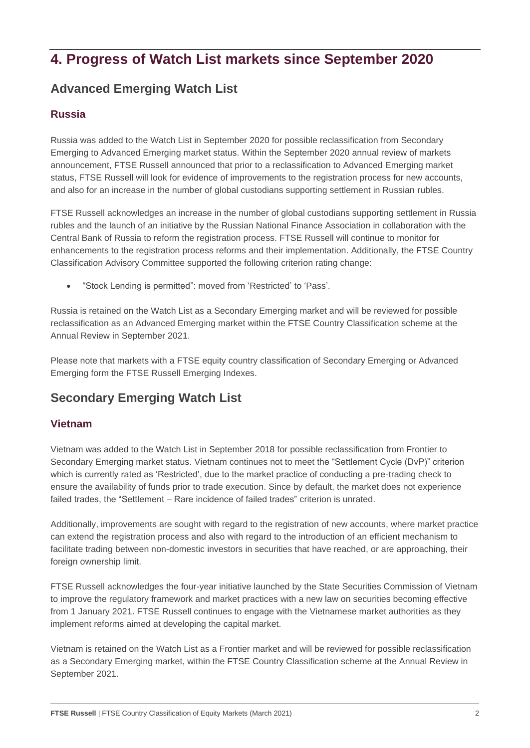## 4. Progress of Watch List markets since September 2020

### Advanced Emerging Watch List

#### Russia

Russia was added to the Watch List in September 2020 for possible reclassification from Secondary Emerging to Advanced Emerging market status. Within the September 2020 annual review of markets announcement, FTSE Russell announced that prior to a reclassification to Advanced Emerging market status, FTSE Russell will look for evidence of improvements to the registration process for new accounts, and also for an increase in the number of global custodians supporting settlement in Russian rubles.

FTSE Russell acknowledges an increase in the number of global custodians supporting settlement in Russia rubles and the launch of an initiative by the Russian National Finance Association in collaboration with the Central Bank of Russia to reform the registration process. FTSE Russell will continue to monitor for enhancements to the registration process reforms and their implementation. Additionally, the FTSE Country Classification Advisory Committee supported the following criterion rating change:

- "Stock Lending is permitted": moved from 'Restricted' to 'Pass'.

Russia is retained on the Watch List as a Secondary Emerging market and will be reviewed for possible reclassification as an Advanced Emerging market within the FTSE Country Classification scheme at the Annual Review in September 2021.

Please note that markets with a FTSE equity country classification of Secondary Emerging or Advanced Emerging form the FTSE Russell Emerging Indexes.

### Secondary Emerging Watch List

#### Vietnam

Vietnam was added to the Watch List in September 2018 for possible reclassification from Frontier to Secondary Emerging market status. Vietnam continues not to meet the "Settlement Cycle (DvP)" criterion which is currently rated as 'Restricted', due to the market practice of conducting a pre-trading check to ensure the availability of funds prior to trade execution. Since by default, the market does not experience failed trades, the "Settlement – Rare incidence of failed trades" criterion is unrated.

Additionally, improvements are sought with regard to the registration of new accounts, where market practice can extend the registration process and also with regard to the introduction of an efficient mechanism to facilitate trading between non-domestic investors in securities that have reached, or are approaching, their foreign ownership limit.

FTSE Russell acknowledges the four-year initiative launched by the State Securities Commission of Vietnam to improve the regulatory framework and market practices with a new law on securities becoming effective from 1 January 2021. FTSE Russell continues to engage with the Vietnamese market authorities as they implement reforms aimed at developing the capital market.

Vietnam is retained on the Watch List as a Frontier market and will be reviewed for possible reclassification as a Secondary Emerging market, within the FTSE Country Classification scheme at the Annual Review in September 2021.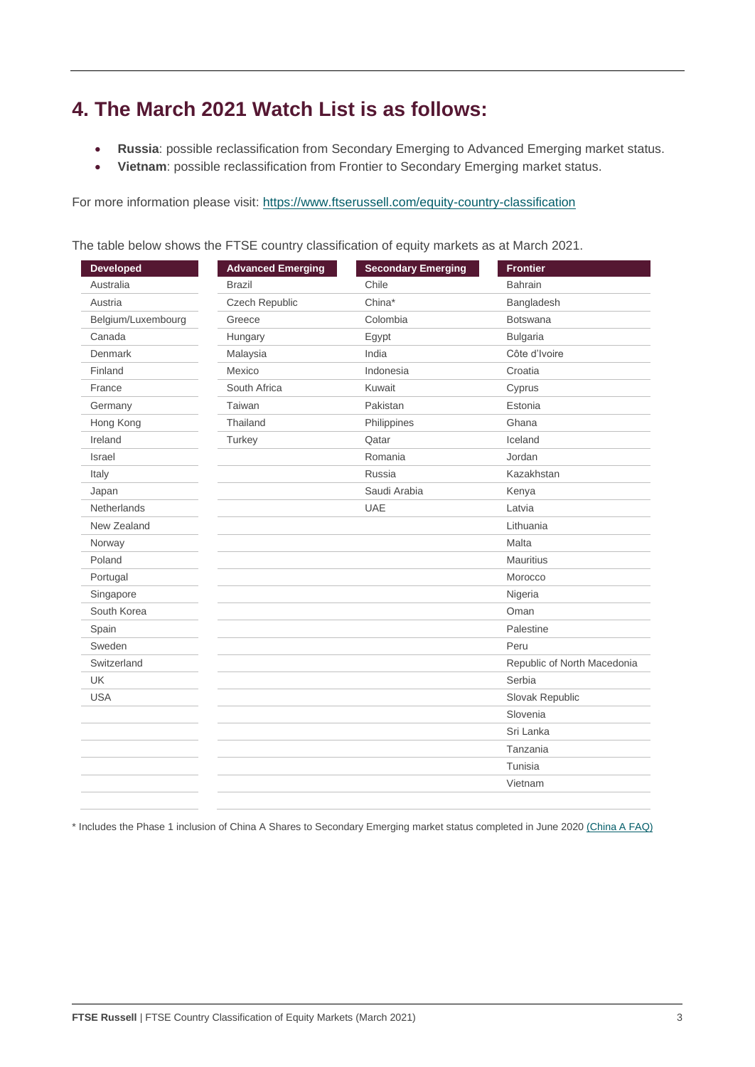## 4. The March 2021 Watch List is as follows:

- **Russia**: possible reclassification from Secondary Emerging to Advanced Emerging market status.
- **Vietnam**: possible reclassification from Frontier to Secondary Emerging market status.

For more information please visit: https://www.ftserussell.com/equity-country-classification

The table below shows the FTSE country classification of equity markets as at March 2021.

| Developed | Advanced Emerging | Secondary Emerging | Frontier |
|---|---|---|---|
| Australia | Brazil | Chile | Bahrain |
| Austria | Czech Republic | China* | Bangladesh |
| Belgium/Luxembourg | Greece | Colombia | Botswana |
| Canada | Hungary | Egypt | Bulgaria |
| Denmark | Malaysia | India | Côte d'Ivoire |
| Finland | Mexico | Indonesia | Croatia |
| France | South Africa | Kuwait | Cyprus |
| Germany | Taiwan | Pakistan | Estonia |
| Hong Kong | Thailand | Philippines | Ghana |
| Ireland | Turkey | Qatar | Iceland |
| Israel | | Romania | Jordan |
| Italy | | Russia | Kazakhstan |
| Japan | | Saudi Arabia | Kenya |
| Netherlands | | UAE | Latvia |
| New Zealand | | | Lithuania |
| Norway | | | Malta |
| Poland | | | Mauritius |
| Portugal | | | Morocco |
| Singapore | | | Nigeria |
| South Korea | | | Oman |
| Spain | | | Palestine |
| Sweden | | | Peru |
| Switzerland | | | Republic of North Macedonia |
| UK | | | Serbia |
| USA | | | Slovak Republic |
| | | | Slovenia |
| | | | Sri Lanka |
| | | | Tanzania |
| | | | Tunisia |
| | | | Vietnam |

* Includes the Phase 1 inclusion of China A Shares to Secondary Emerging market status completed in June 2020 (China A FAQ)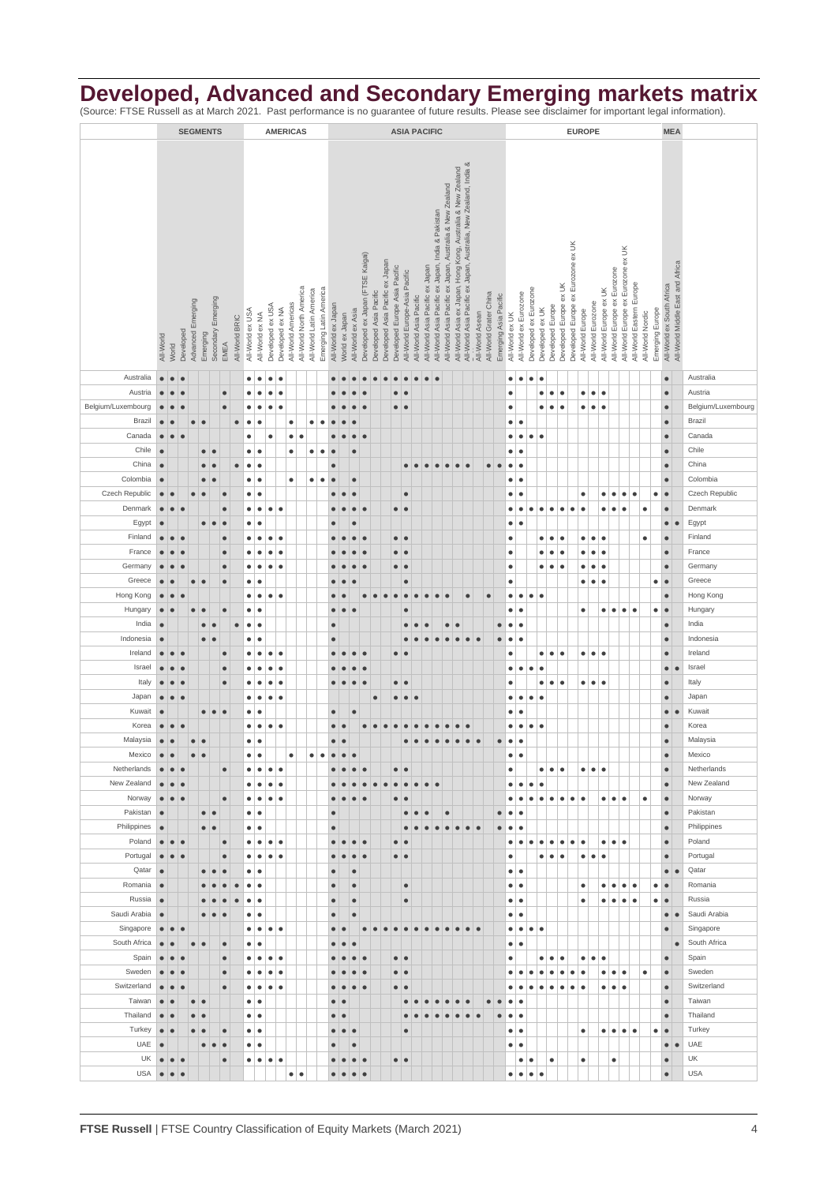| | SEGMENTS | | | | | | | | AMERICAS | | | | | | | | ASIA PACIFIC | | | | | | | | | | | | | | | | | EUROPE | | | | | | | | | | | | | | | MEA | | |
|---|---|---|---|---|---|---|---|---|---|---|---|---|---|---|---|---|---|---|---|---|---|---|---|---|---|---|---|---|---|---|---|---|---|---|---|---|---|---|---|---|---|---|---|---|---|---|---|---|---|---|---|
| | All-World | World | Developed | Advanced Emerging | Emerging | Secondary Emerging | EMEA | All-World BRIC | All-World ex USA | All-World ex NA | Developed ex USA | Developed ex NA | All-World Americas | All-World North America | All-World Latin America | Emerging Latin America | All-World ex Japan | World ex Japan | All-World ex Asia | Developed ex Japan (FTSE Kaigai) | Developed Asia Pacific | Developed Asia Pacific ex Japan | Developed Europe Asia Pacific | All-World Europe-Asia Pacific | All-World Asia Pacific | All-World Asia Pacific ex Japan | All-World Asia Pacific ex Japan, India & Pakistan | All-World Asia Pacific ex Japan, Australia & New Zealand | All-World Asia ex Japan, Hong Kong, Australia & New Zealand | All-World Asia Pacific ex Japan, Australia, New Zealand, India & | All-World Asean | All-World Greater China | Emerging Asia Pacific | All-World ex UK | All-World ex Eurozone | Developed ex Eurozone | Developed ex UK | Developed Europe | Developed Europe ex UK | Developed Europe ex Eurozone ex UK | All-World Europe | All-World Eurozone | All-World Europe ex UK | All-World Europe ex Eurozone | All-World Europe ex Eurozone ex UK | All-World Eastern Europe | All-World Nordic | Emerging Europe | All-World ex South Africa | All-World Middle East and Africa | |
| Australia | ● | ● | ● | | | | | | ● | ● | ● | ● | | | | | ● | ● | ● | ● | ● | ● | ● | ● | ● | ● | ● | | | | | | | ● | ● | ● | ● | | | | | | | | | | | | ● | | Australia |
| Austria | ● | ● | ● | | | | ● | | ● | ● | ● | ● | | | | | ● | ● | ● | ● | | | ● | ● | | | | | | | | | | ● | | | ● | ● | ● | | ● | ● | ● | | | | | | ● | | Austria |
| Belgium/Luxembourg | ● | ● | ● | | | | ● | | ● | ● | ● | ● | | | | | ● | ● | ● | ● | | | ● | ● | | | | | | | | | | ● | | | ● | ● | ● | | ● | ● | ● | | | | | | ● | | Belgium/Luxembourg |
| Brazil | ● | ● | | ● | ● | | | ● | ● | ● | | | ● | | ● | ● | ● | ● | ● | | | | | | | | | | | | | | | ● | ● | | | | | | | | | | | | | | ● | | Brazil |
| Canada | ● | ● | ● | | | | | | ● | | ● | | ● | ● | | | ● | ● | ● | ● | | | | | | | | | | | | | | ● | ● | ● | ● | | | | | | | | | | | | ● | | Canada |
| Chile | ● | | | | ● | ● | | | ● | ● | | | ● | | ● | ● | ● | | ● | | | | | | | | | | | | | | | ● | ● | | | | | | | | | | | | | | ● | | Chile |
| China | ● | | | | ● | ● | | ● | ● | ● | | | | | | | ● | | | | | | | ● | ● | ● | ● | ● | ● | ● | | ● | ● | ● | ● | | | | | | | | | | | | | | ● | | China |
| Colombia | ● | | | | ● | ● | | | ● | ● | | | ● | | ● | ● | ● | | ● | | | | | | | | | | | | | | | ● | ● | | | | | | | | | | | | | | ● | | Colombia |
| Czech Republic | ● | ● | | ● | ● | | ● | | ● | ● | | | | | | | ● | ● | ● | | | | | ● | | | | | | | | | | ● | ● | | | | | | ● | | ● | ● | ● | ● | | ● | ● | | Czech Republic |
| Denmark | ● | ● | ● | | | | ● | | ● | ● | ● | ● | | | | | ● | ● | ● | ● | | | ● | ● | | | | | | | | | | ● | ● | ● | ● | ● | ● | ● | ● | | ● | ● | ● | | ● | | ● | | Denmark |
| Egypt | ● | | | | ● | ● | ● | | ● | ● | | | | | | | ● | | ● | | | | | | | | | | | | | | | ● | ● | | | | | | | | | | | | | | ● | ● | Egypt |
| Finland | ● | ● | ● | | | | ● | | ● | ● | ● | ● | | | | | ● | ● | ● | ● | | | ● | ● | | | | | | | | | | ● | | | ● | ● | ● | | ● | ● | ● | | | | ● | | ● | | Finland |
| France | ● | ● | ● | | | | ● | | ● | ● | ● | ● | | | | | ● | ● | ● | ● | | | ● | ● | | | | | | | | | | ● | | | ● | ● | ● | | ● | ● | ● | | | | | | ● | | France |
| Germany | ● | ● | ● | | | | ● | | ● | ● | ● | ● | | | | | ● | ● | ● | ● | | | ● | ● | | | | | | | | | | ● | | | ● | ● | ● | | ● | ● | ● | | | | | | ● | | Germany |
| Greece | ● | ● | | ● | ● | | ● | | ● | ● | | | | | | | ● | ● | ● | | | | | ● | | | | | | | | | | ● | | | | | | | ● | ● | ● | | | | | ● | ● | | Greece |
| Hong Kong | ● | ● | ● | | | | | | ● | ● | ● | ● | | | | | ● | ● | | ● | ● | ● | ● | ● | ● | ● | ● | ● | | ● | | ● | | ● | ● | ● | ● | | | | | | | | | | | | ● | | Hong Kong |
| Hungary | ● | ● | | ● | ● | | ● | | ● | ● | | | | | | | ● | ● | ● | | | | | ● | | | | | | | | | | ● | ● | | | | | | ● | | ● | ● | ● | ● | | ● | ● | | Hungary |
| India | ● | | | | ● | ● | | ● | ● | ● | | | | | | | ● | | | | | | | ● | ● | ● | | ● | ● | | | | ● | ● | ● | | | | | | | | | | | | | | ● | | India |
| Indonesia | ● | | | | ● | ● | | | ● | ● | | | | | | | ● | | | | | | | ● | ● | ● | ● | ● | ● | ● | ● | | ● | ● | ● | | | | | | | | | | | | | | ● | | Indonesia |
| Ireland | ● | ● | ● | | | | ● | | ● | ● | ● | ● | | | | | ● | ● | ● | ● | | | ● | ● | | | | | | | | | | ● | | | ● | ● | ● | | ● | ● | ● | | | | | | ● | | Ireland |
| Israel | ● | ● | ● | | | | ● | | ● | ● | ● | ● | | | | | ● | ● | ● | ● | | | | | | | | | | | | | | ● | ● | ● | ● | | | | | | | | | | | | ● | ● | Israel |
| Italy | ● | ● | ● | | | | ● | | ● | ● | ● | ● | | | | | ● | ● | ● | ● | | | ● | ● | | | | | | | | | | ● | | | ● | ● | ● | | ● | ● | ● | | | | | | ● | | Italy |
| Japan | ● | ● | ● | | | | | | ● | ● | ● | ● | | | | | | | | | ● | | ● | ● | ● | | | | | | | | | ● | ● | ● | ● | | | | | | | | | | | | ● | | Japan |
| Kuwait | ● | | | | ● | ● | ● | | ● | ● | | | | | | | ● | | ● | | | | | | | | | | | | | | | ● | ● | | | | | | | | | | | | | | ● | ● | Kuwait |
| Korea | ● | ● | ● | | | | | | ● | ● | ● | ● | | | | | ● | ● | | ● | ● | ● | ● | ● | ● | ● | ● | ● | ● | ● | | | | ● | ● | ● | ● | | | | | | | | | | | | ● | | Korea |
| Malaysia | ● | ● | | ● | ● | | | | ● | ● | | | | | | | ● | ● | | | | | | ● | ● | ● | ● | ● | ● | ● | ● | | ● | ● | ● | | | | | | | | | | | | | | ● | | Malaysia |
| Mexico | ● | ● | | ● | ● | | | | ● | ● | | | ● | | ● | ● | ● | ● | ● | | | | | | | | | | | | | | | ● | ● | | | | | | | | | | | | | | ● | | Mexico |
| Netherlands | ● | ● | ● | | | | ● | | ● | ● | ● | ● | | | | | ● | ● | ● | ● | | | ● | ● | | | | | | | | | | ● | | | ● | ● | ● | | ● | ● | ● | | | | | | ● | | Netherlands |
| New Zealand | ● | ● | ● | | | | | | ● | ● | ● | ● | | | | | ● | ● | ● | ● | ● | ● | ● | ● | ● | ● | ● | | | | | | | ● | ● | ● | ● | | | | | | | | | | | | ● | | New Zealand |
| Norway | ● | ● | ● | | | | ● | | ● | ● | ● | ● | | | | | ● | ● | ● | ● | | | ● | ● | | | | | | | | | | ● | ● | ● | ● | ● | ● | ● | ● | | ● | ● | ● | | ● | | ● | | Norway |
| Pakistan | ● | | | | ● | ● | | | ● | ● | | | | | | | ● | | | | | | | ● | ● | ● | | ● | | | | | ● | ● | ● | | | | | | | | | | | | | | ● | | Pakistan |
| Philippines | ● | | | | ● | ● | | | ● | ● | | | | | | | ● | | | | | | | ● | ● | ● | ● | ● | ● | ● | ● | | ● | ● | ● | | | | | | | | | | | | | | ● | | Philippines |
| Poland | ● | ● | ● | | | | ● | | ● | ● | ● | ● | | | | | ● | ● | ● | ● | | | ● | ● | | | | | | | | | | ● | ● | ● | ● | ● | ● | ● | ● | | ● | ● | ● | | | | ● | | Poland |
| Portugal | ● | ● | ● | | | | ● | | ● | ● | ● | ● | | | | | ● | ● | ● | ● | | | ● | ● | | | | | | | | | | ● | | | ● | ● | ● | | ● | ● | ● | | | | | | ● | | Portugal |
| Qatar | ● | | | | ● | ● | ● | | ● | ● | | | | | | | ● | | ● | | | | | | | | | | | | | | | ● | ● | | | | | | | | | | | | | | ● | ● | Qatar |
| Romania | ● | | | | ● | ● | ● | | ● | ● | | | | | | | ● | | ● | | | | | ● | | | | | | | | | | ● | ● | | | | | | ● | | ● | ● | ● | ● | | ● | ● | | Romania |
| Russia | ● | | | | ● | ● | ● | ● | ● | ● | | | | | | | ● | | ● | | | | | ● | | | | | | | | | | ● | ● | | | | | | ● | | ● | ● | ● | ● | | ● | ● | | Russia |
| Saudi Arabia | ● | | | | ● | ● | ● | | ● | ● | | | | | | | ● | | ● | | | | | | | | | | | | | | | ● | ● | | | | | | | | | | | | | | ● | ● | Saudi Arabia |
| Singapore | ● | ● | ● | | | | | | ● | ● | ● | ● | | | | | ● | ● | | ● | ● | ● | ● | ● | ● | ● | ● | ● | ● | ● | ● | | | ● | ● | ● | ● | | | | | | | | | | | | ● | | Singapore |
| South Africa | ● | ● | | ● | ● | | ● | | ● | ● | | | | | | | ● | ● | ● | | | | | | | | | | | | | | | ● | ● | | | | | | | | | | | | | | | ● | South Africa |
| Spain | ● | ● | ● | | | | ● | | ● | ● | ● | ● | | | | | ● | ● | ● | ● | | | ● | ● | | | | | | | | | | ● | | | ● | ● | ● | | ● | ● | ● | | | | | | ● | | Spain |
| Sweden | ● | ● | ● | | | | ● | | ● | ● | ● | ● | | | | | ● | ● | ● | ● | | | ● | ● | | | | | | | | | | ● | ● | ● | ● | ● | ● | ● | ● | | ● | ● | ● | | ● | | ● | | Sweden |
| Switzerland | ● | ● | ● | | | | ● | | ● | ● | ● | ● | | | | | ● | ● | ● | ● | | | ● | ● | | | | | | | | | | ● | ● | ● | ● | ● | ● | ● | ● | | ● | ● | ● | | | | ● | | Switzerland |
| Taiwan | ● | ● | | ● | ● | | | | ● | ● | | | | | | | ● | ● | | | | | | ● | ● | ● | ● | ● | ● | ● | | ● | ● | ● | ● | | | | | | | | | | | | | | ● | | Taiwan |
| Thailand | ● | ● | | ● | ● | | | | ● | ● | | | | | | | ● | ● | | | | | | ● | ● | ● | ● | ● | ● | ● | ● | | ● | ● | ● | | | | | | | | | | | | | | ● | | Thailand |
| Turkey | ● | ● | | ● | ● | | ● | | ● | ● | | | | | | | ● | ● | ● | | | | | ● | | | | | | | | | | ● | ● | | | | | | ● | | ● | ● | ● | ● | | ● | ● | | Turkey |
| UAE | ● | | | | ● | ● | ● | | ● | ● | | | | | | | ● | | ● | | | | | | | | | | | | | | | ● | ● | | | | | | | | | | | | | | ● | ● | UAE |
| UK | ● | ● | ● | | | | ● | | ● | ● | ● | ● | | | | | ● | ● | ● | ● | | | ● | ● | | | | | | | | | | | ● | ● | | ● | | | ● | | | ● | | | | | ● | | UK |
| USA | ● | ● | ● | | | | | | | | | | ● | ● | | | ● | ● | ● | ● | | | | | | | | | | | | | | ● | ● | ● | ● | | | | | | | | | | | | ● | | USA |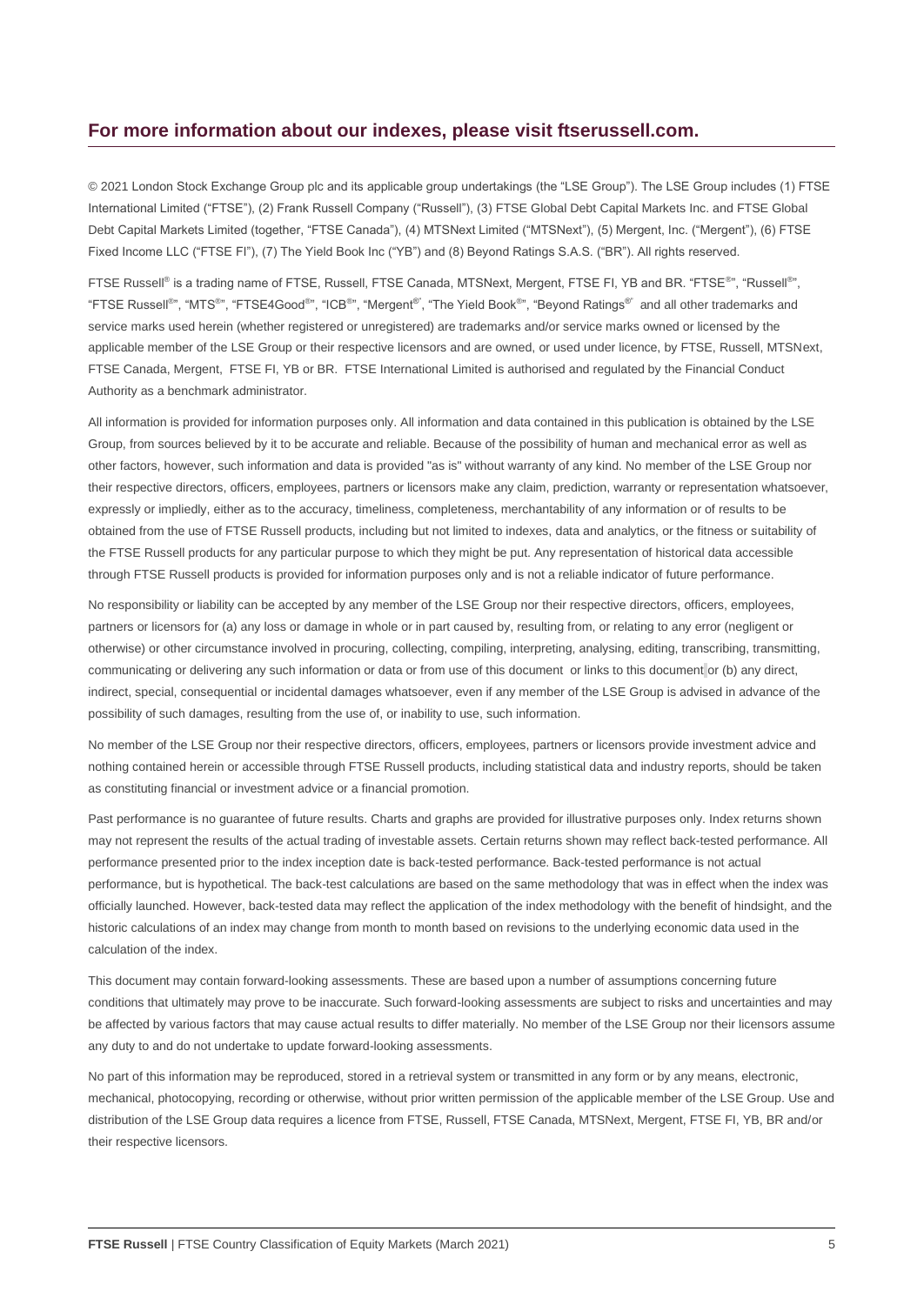## For more information about our indexes, please visit ftserussell.com.

© 2021 London Stock Exchange Group plc and its applicable group undertakings (the "LSE Group"). The LSE Group includes (1) FTSE International Limited ("FTSE"), (2) Frank Russell Company ("Russell"), (3) FTSE Global Debt Capital Markets Inc. and FTSE Global Debt Capital Markets Limited (together, "FTSE Canada"), (4) MTSNext Limited ("MTSNext"), (5) Mergent, Inc. ("Mergent"), (6) FTSE Fixed Income LLC ("FTSE FI"), (7) The Yield Book Inc ("YB") and (8) Beyond Ratings S.A.S. ("BR"). All rights reserved.

FTSE Russell® is a trading name of FTSE, Russell, FTSE Canada, MTSNext, Mergent, FTSE FI, YB and BR. "FTSE®", "Russell®", "FTSE Russell®", "MTS®", "FTSE4Good®", "ICB®", "Mergent®", "The Yield Book®", "Beyond Ratings®" and all other trademarks and service marks used herein (whether registered or unregistered) are trademarks and/or service marks owned or licensed by the applicable member of the LSE Group or their respective licensors and are owned, or used under licence, by FTSE, Russell, MTSNext, FTSE Canada, Mergent, FTSE FI, YB or BR. FTSE International Limited is authorised and regulated by the Financial Conduct Authority as a benchmark administrator.

All information is provided for information purposes only. All information and data contained in this publication is obtained by the LSE Group, from sources believed by it to be accurate and reliable. Because of the possibility of human and mechanical error as well as other factors, however, such information and data is provided "as is" without warranty of any kind. No member of the LSE Group nor their respective directors, officers, employees, partners or licensors make any claim, prediction, warranty or representation whatsoever, expressly or impliedly, either as to the accuracy, timeliness, completeness, merchantability of any information or of results to be obtained from the use of FTSE Russell products, including but not limited to indexes, data and analytics, or the fitness or suitability of the FTSE Russell products for any particular purpose to which they might be put. Any representation of historical data accessible through FTSE Russell products is provided for information purposes only and is not a reliable indicator of future performance.

No responsibility or liability can be accepted by any member of the LSE Group nor their respective directors, officers, employees, partners or licensors for (a) any loss or damage in whole or in part caused by, resulting from, or relating to any error (negligent or otherwise) or other circumstance involved in procuring, collecting, compiling, interpreting, analysing, editing, transcribing, transmitting, communicating or delivering any such information or data or from use of this document or links to this document or (b) any direct, indirect, special, consequential or incidental damages whatsoever, even if any member of the LSE Group is advised in advance of the possibility of such damages, resulting from the use of, or inability to use, such information.

No member of the LSE Group nor their respective directors, officers, employees, partners or licensors provide investment advice and nothing contained herein or accessible through FTSE Russell products, including statistical data and industry reports, should be taken as constituting financial or investment advice or a financial promotion.

Past performance is no guarantee of future results. Charts and graphs are provided for illustrative purposes only. Index returns shown may not represent the results of the actual trading of investable assets. Certain returns shown may reflect back-tested performance. All performance presented prior to the index inception date is back-tested performance. Back-tested performance is not actual performance, but is hypothetical. The back-test calculations are based on the same methodology that was in effect when the index was officially launched. However, back-tested data may reflect the application of the index methodology with the benefit of hindsight, and the historic calculations of an index may change from month to month based on revisions to the underlying economic data used in the calculation of the index.

This document may contain forward-looking assessments. These are based upon a number of assumptions concerning future conditions that ultimately may prove to be inaccurate. Such forward-looking assessments are subject to risks and uncertainties and may be affected by various factors that may cause actual results to differ materially. No member of the LSE Group nor their licensors assume any duty to and do not undertake to update forward-looking assessments.

No part of this information may be reproduced, stored in a retrieval system or transmitted in any form or by any means, electronic, mechanical, photocopying, recording or otherwise, without prior written permission of the applicable member of the LSE Group. Use and distribution of the LSE Group data requires a licence from FTSE, Russell, FTSE Canada, MTSNext, Mergent, FTSE FI, YB, BR and/or their respective licensors.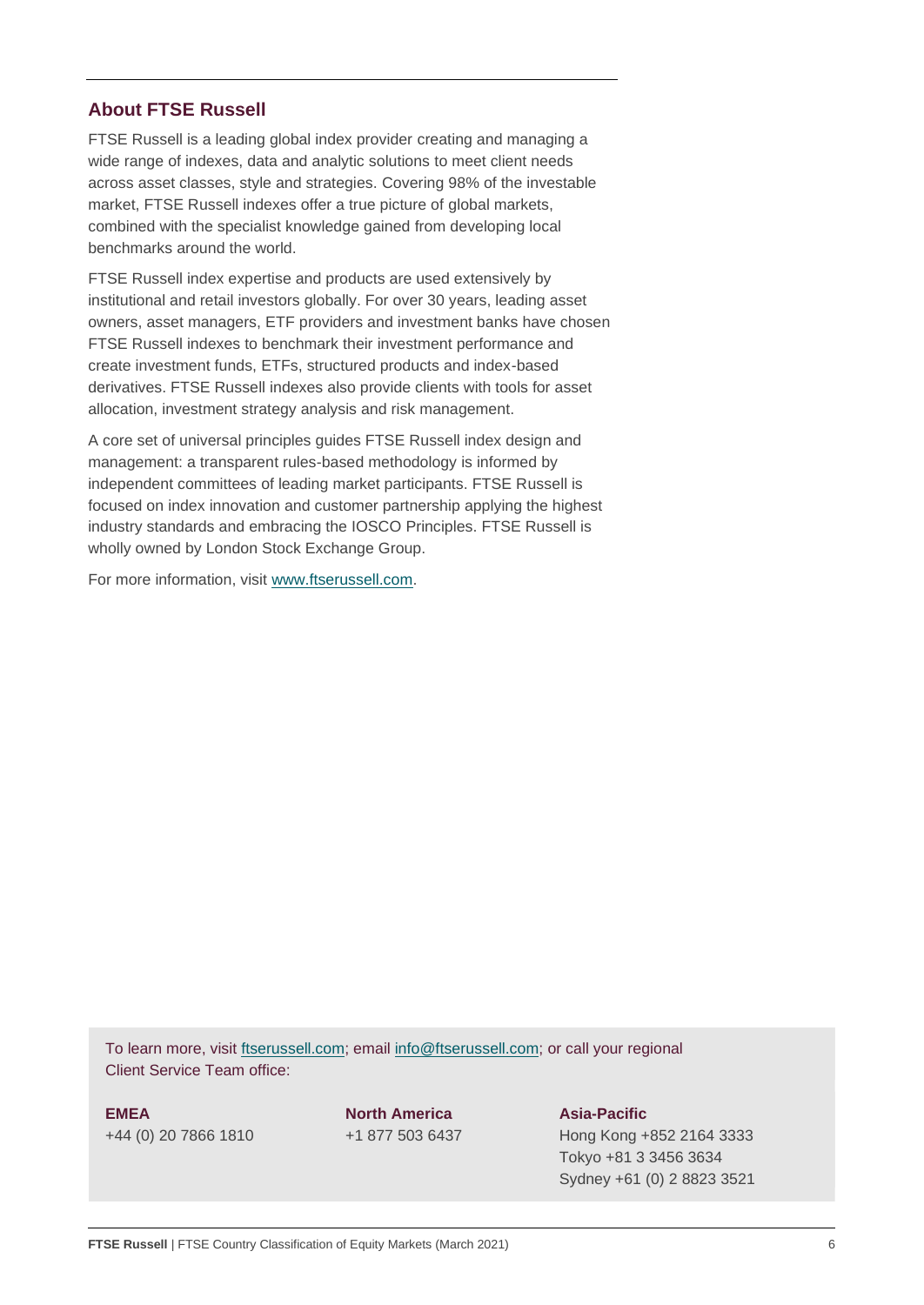## About FTSE Russell

FTSE Russell is a leading global index provider creating and managing a wide range of indexes, data and analytic solutions to meet client needs across asset classes, style and strategies. Covering 98% of the investable market, FTSE Russell indexes offer a true picture of global markets, combined with the specialist knowledge gained from developing local benchmarks around the world.

FTSE Russell index expertise and products are used extensively by institutional and retail investors globally. For over 30 years, leading asset owners, asset managers, ETF providers and investment banks have chosen FTSE Russell indexes to benchmark their investment performance and create investment funds, ETFs, structured products and index-based derivatives. FTSE Russell indexes also provide clients with tools for asset allocation, investment strategy analysis and risk management.

A core set of universal principles guides FTSE Russell index design and management: a transparent rules-based methodology is informed by independent committees of leading market participants. FTSE Russell is focused on index innovation and customer partnership applying the highest industry standards and embracing the IOSCO Principles. FTSE Russell is wholly owned by London Stock Exchange Group.

For more information, visit www.ftserussell.com.

To learn more, visit ftserussell.com; email info@ftserussell.com; or call your regional Client Service Team office:

**EMEA**
+44 (0) 20 7866 1810

**North America**
+1 877 503 6437

**Asia-Pacific**
Hong Kong +852 2164 3333
Tokyo +81 3 3456 3634
Sydney +61 (0) 2 8823 3521